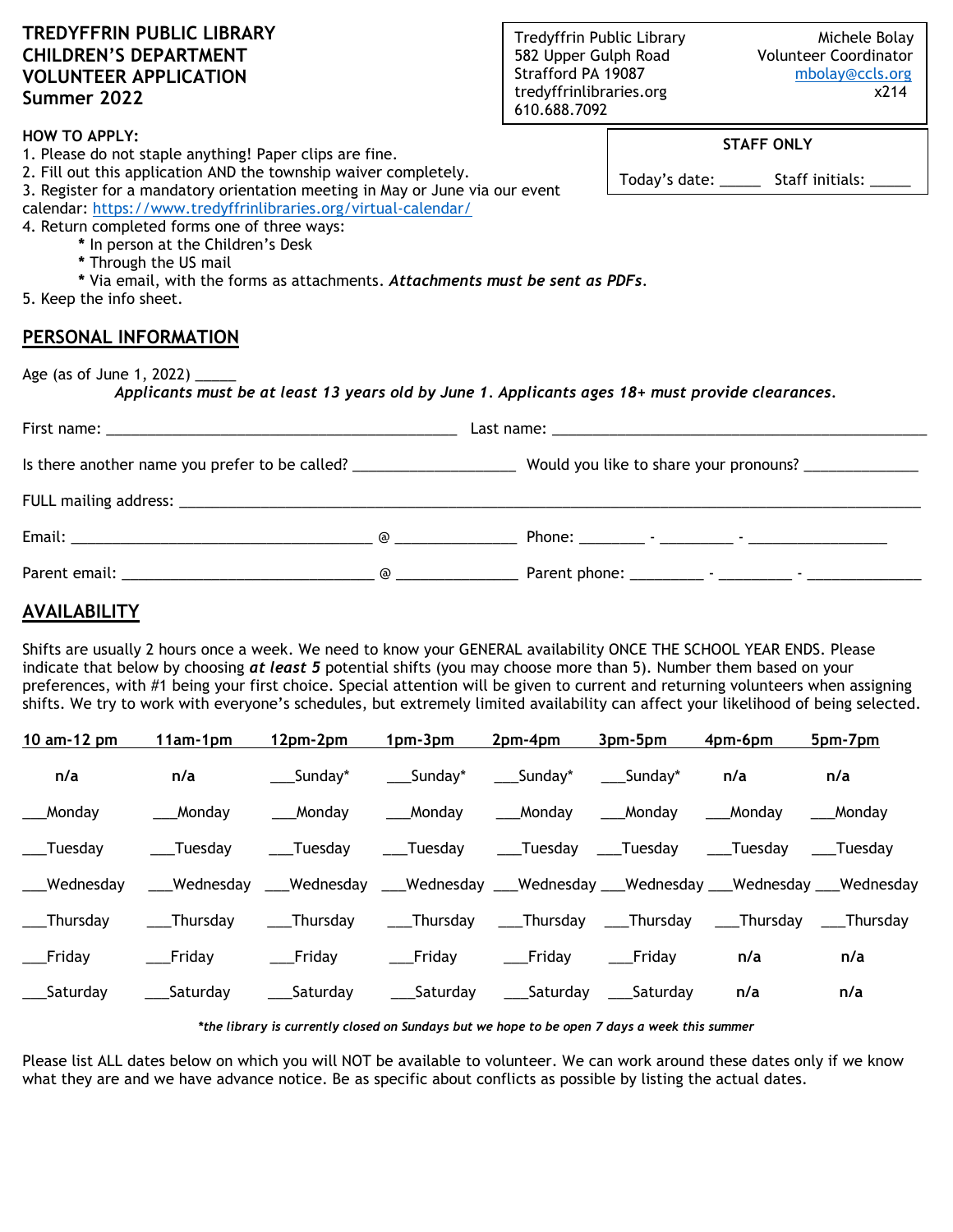# TREDYFFRIN PUBLIC LIBRARY
# CHILDREN'S DEPARTMENT
# VOLUNTEER APPLICATION
# Summer 2022

Tredyffrin Public Library
582 Upper Gulph Road
Strafford PA 19087
tredyffrinlibraries.org
610.688.7092

Michele Bolay
Volunteer Coordinator
mbolay@ccls.org
x214

**STAFF ONLY**

Today's date: _____ Staff initials: _____

**HOW TO APPLY:**

1. Please do not staple anything! Paper clips are fine.
2. Fill out this application AND the township waiver completely.
3. Register for a mandatory orientation meeting in May or June via our event calendar: https://www.tredyffrinlibraries.org/virtual-calendar/
4. Return completed forms one of three ways:
   - In person at the Children's Desk
   - Through the US mail
   - Via email, with the forms as attachments. ***Attachments must be sent as PDFs***.
5. Keep the info sheet.

## PERSONAL INFORMATION

Age (as of June 1, 2022) _____

***Applicants must be at least 13 years old by June 1. Applicants ages 18+ must provide clearances.***

First name: ____________________________ Last name: ____________________________

Is there another name you prefer to be called? ________________ Would you like to share your pronouns? ____________

FULL mailing address: ________________________________________________________________

Email: ________________________ @ ____________ Phone: ______ - ______ - __________

Parent email: ____________________ @ ____________ Parent phone: ______ - ______ - __________

## AVAILABILITY

Shifts are usually 2 hours once a week. We need to know your GENERAL availability ONCE THE SCHOOL YEAR ENDS. Please indicate that below by choosing ***at least 5*** potential shifts (you may choose more than 5). Number them based on your preferences, with #1 being your first choice. Special attention will be given to current and returning volunteers when assigning shifts. We try to work with everyone's schedules, but extremely limited availability can affect your likelihood of being selected.

| 10 am-12 pm | 11am-1pm | 12pm-2pm | 1pm-3pm | 2pm-4pm | 3pm-5pm | 4pm-6pm | 5pm-7pm |
|---|---|---|---|---|---|---|---|
| n/a | n/a | ___Sunday* | ___Sunday* | ___Sunday* | ___Sunday* | n/a | n/a |
| ___Monday | ___Monday | ___Monday | ___Monday | ___Monday | ___Monday | ___Monday | ___Monday |
| ___Tuesday | ___Tuesday | ___Tuesday | ___Tuesday | ___Tuesday | ___Tuesday | ___Tuesday | ___Tuesday |
| ___Wednesday | ___Wednesday | ___Wednesday | ___Wednesday | ___Wednesday | ___Wednesday | ___Wednesday | ___Wednesday |
| ___Thursday | ___Thursday | ___Thursday | ___Thursday | ___Thursday | ___Thursday | ___Thursday | ___Thursday |
| ___Friday | ___Friday | ___Friday | ___Friday | ___Friday | ___Friday | n/a | n/a |
| ___Saturday | ___Saturday | ___Saturday | ___Saturday | ___Saturday | ___Saturday | n/a | n/a |

**\*the library is currently closed on Sundays but we hope to be open 7 days a week this summer**

Please list ALL dates below on which you will NOT be available to volunteer. We can work around these dates only if we know what they are and we have advance notice. Be as specific about conflicts as possible by listing the actual dates.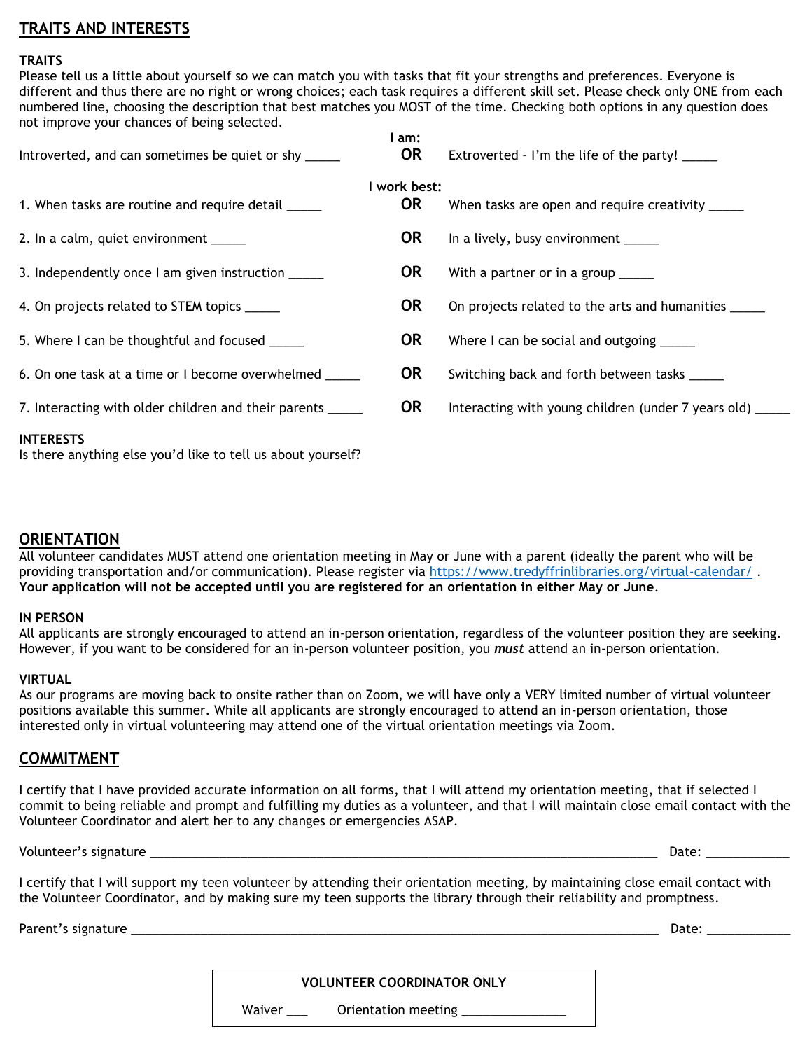## TRAITS AND INTERESTS

### TRAITS

Please tell us a little about yourself so we can match you with tasks that fit your strengths and preferences. Everyone is different and thus there are no right or wrong choices; each task requires a different skill set. Please check only ONE from each numbered line, choosing the description that best matches you MOST of the time. Checking both options in any question does not improve your chances of being selected.

| | I am: | |
|---|---|---|
| Introverted, and can sometimes be quiet or shy _____ | **OR** | Extroverted – I'm the life of the party! _____ |
| | **I work best:** | |
| 1. When tasks are routine and require detail _____ | **OR** | When tasks are open and require creativity _____ |
| 2. In a calm, quiet environment _____ | **OR** | In a lively, busy environment _____ |
| 3. Independently once I am given instruction _____ | **OR** | With a partner or in a group _____ |
| 4. On projects related to STEM topics _____ | **OR** | On projects related to the arts and humanities _____ |
| 5. Where I can be thoughtful and focused _____ | **OR** | Where I can be social and outgoing _____ |
| 6. On one task at a time or I become overwhelmed _____ | **OR** | Switching back and forth between tasks _____ |
| 7. Interacting with older children and their parents _____ | **OR** | Interacting with young children (under 7 years old) _____ |

### INTERESTS

Is there anything else you'd like to tell us about yourself?

## ORIENTATION

All volunteer candidates MUST attend one orientation meeting in May or June with a parent (ideally the parent who will be providing transportation and/or communication). Please register via https://www.tredyffrinlibraries.org/virtual-calendar/ . **Your application will not be accepted until you are registered for an orientation in either May or June**.

### IN PERSON

All applicants are strongly encouraged to attend an in-person orientation, regardless of the volunteer position they are seeking. However, if you want to be considered for an in-person volunteer position, you ***must*** attend an in-person orientation.

### VIRTUAL

As our programs are moving back to onsite rather than on Zoom, we will have only a VERY limited number of virtual volunteer positions available this summer. While all applicants are strongly encouraged to attend an in-person orientation, those interested only in virtual volunteering may attend one of the virtual orientation meetings via Zoom.

## COMMITMENT

I certify that I have provided accurate information on all forms, that I will attend my orientation meeting, that if selected I commit to being reliable and prompt and fulfilling my duties as a volunteer, and that I will maintain close email contact with the Volunteer Coordinator and alert her to any changes or emergencies ASAP.

Volunteer's signature ______________________________________________ Date: ____________

I certify that I will support my teen volunteer by attending their orientation meeting, by maintaining close email contact with the Volunteer Coordinator, and by making sure my teen supports the library through their reliability and promptness.

Parent's signature ______________________________________________ Date: ____________

**VOLUNTEER COORDINATOR ONLY**

Waiver ___ Orientation meeting _______________